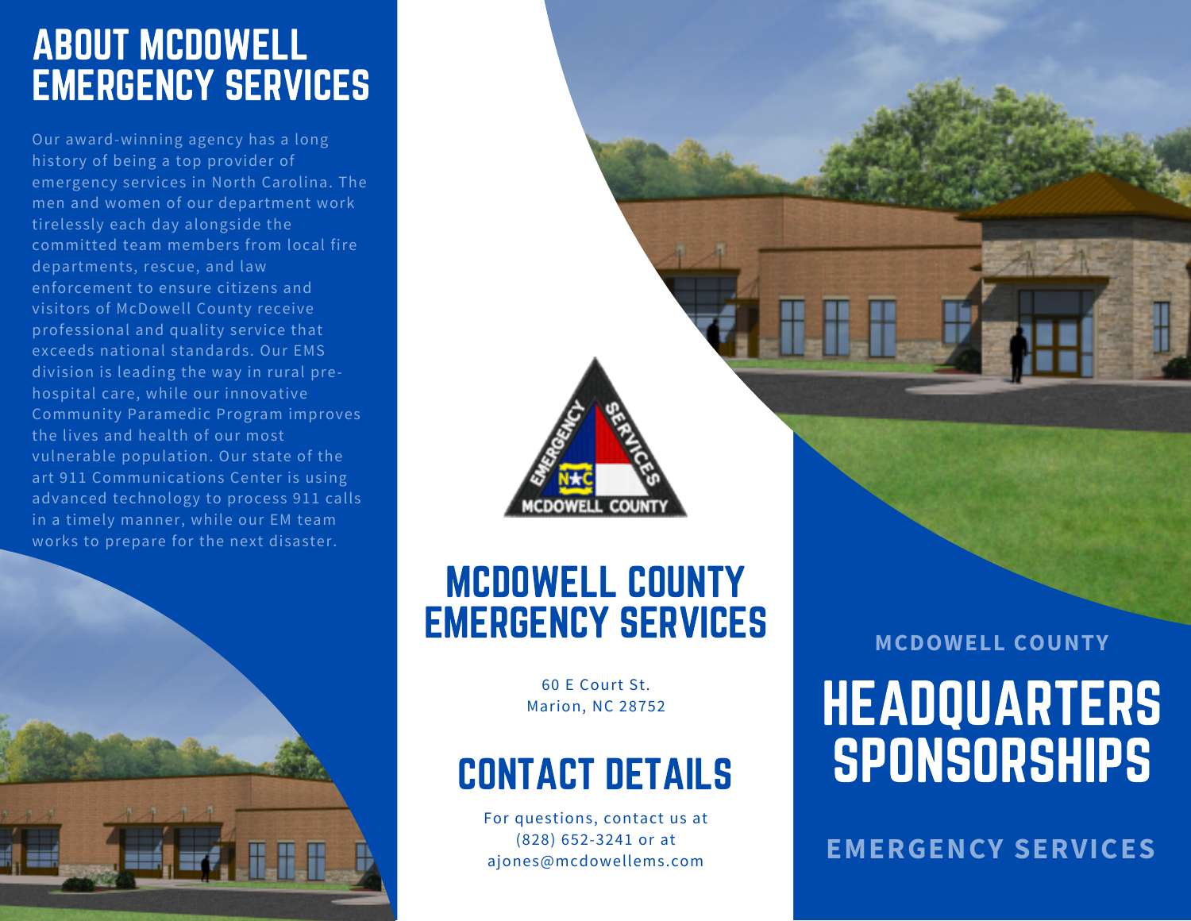## ABOUT MCDOWELL EMERGENCY SERVICES

Our award-winning agency has a long history of being a top provider of emergency services in North Carolina. The men and women of our department work tirelessly each day alongside the committed team members from local fire departments, rescue, and law enforcement to ensure citizens and visitors of McDowell County receive professional and quality service that exceeds national standards. Our EMS division is leading the way in rural pre-hospital care, while our innovative Community Paramedic Program improves the lives and health of our most vulnerable population. Our state of the art 911 Communications Center is using advanced technology to process 911 calls in a timely manner, while our EM team works to prepare for the next disaster.

## MCDOWELL COUNTY EMERGENCY SERVICES

60 E Court St.
Marion, NC 28752

## CONTACT DETAILS

For questions, contact us at (828) 652-3241 or at ajones@mcdowellems.com

**MCDOWELL COUNTY**

# HEADQUARTERS SPONSORSHIPS

**EMERGENCY SERVICES**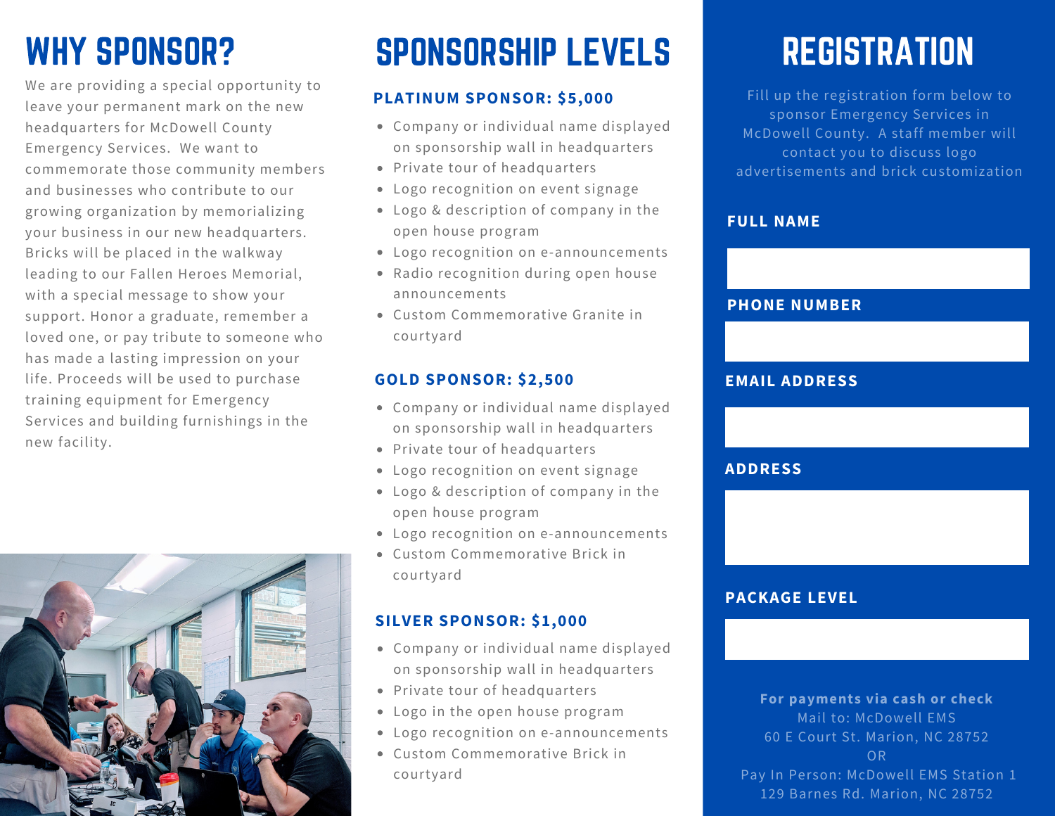# WHY SPONSOR?

We are providing a special opportunity to leave your permanent mark on the new headquarters for McDowell County Emergency Services. We want to commemorate those community members and businesses who contribute to our growing organization by memorializing your business in our new headquarters. Bricks will be placed in the walkway leading to our Fallen Heroes Memorial, with a special message to show your support. Honor a graduate, remember a loved one, or pay tribute to someone who has made a lasting impression on your life. Proceeds will be used to purchase training equipment for Emergency Services and building furnishings in the new facility.

# SPONSORSHIP LEVELS

### PLATINUM SPONSOR: $5,000

- Company or individual name displayed on sponsorship wall in headquarters
- Private tour of headquarters
- Logo recognition on event signage
- Logo & description of company in the open house program
- Logo recognition on e-announcements
- Radio recognition during open house announcements
- Custom Commemorative Granite in courtyard

### GOLD SPONSOR: $2,500

- Company or individual name displayed on sponsorship wall in headquarters
- Private tour of headquarters
- Logo recognition on event signage
- Logo & description of company in the open house program
- Logo recognition on e-announcements
- Custom Commemorative Brick in courtyard

### SILVER SPONSOR: $1,000

- Company or individual name displayed on sponsorship wall in headquarters
- Private tour of headquarters
- Logo in the open house program
- Logo recognition on e-announcements
- Custom Commemorative Brick in courtyard

# REGISTRATION

Fill up the registration form below to sponsor Emergency Services in McDowell County. A staff member will contact you to discuss logo advertisements and brick customization

**FULL NAME**

**PHONE NUMBER**

**EMAIL ADDRESS**

**ADDRESS**

**PACKAGE LEVEL**

**For payments via cash or check**
Mail to: McDowell EMS
60 E Court St. Marion, NC 28752
OR
Pay In Person: McDowell EMS Station 1
129 Barnes Rd. Marion, NC 28752